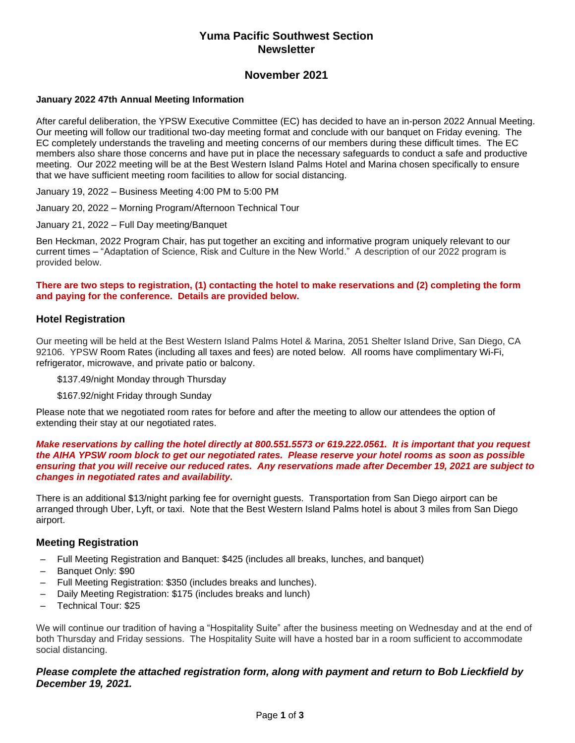# Yuma Pacific Southwest Section Newsletter

## November 2021

**January 2022 47th Annual Meeting Information**

After careful deliberation, the YPSW Executive Committee (EC) has decided to have an in-person 2022 Annual Meeting. Our meeting will follow our traditional two-day meeting format and conclude with our banquet on Friday evening. The EC completely understands the traveling and meeting concerns of our members during these difficult times. The EC members also share those concerns and have put in place the necessary safeguards to conduct a safe and productive meeting. Our 2022 meeting will be at the Best Western Island Palms Hotel and Marina chosen specifically to ensure that we have sufficient meeting room facilities to allow for social distancing.

January 19, 2022 – Business Meeting 4:00 PM to 5:00 PM

January 20, 2022 – Morning Program/Afternoon Technical Tour

January 21, 2022 – Full Day meeting/Banquet

Ben Heckman, 2022 Program Chair, has put together an exciting and informative program uniquely relevant to our current times – "Adaptation of Science, Risk and Culture in the New World." A description of our 2022 program is provided below.

**There are two steps to registration, (1) contacting the hotel to make reservations and (2) completing the form and paying for the conference. Details are provided below.**

### Hotel Registration

Our meeting will be held at the Best Western Island Palms Hotel & Marina, 2051 Shelter Island Drive, San Diego, CA 92106. YPSW Room Rates (including all taxes and fees) are noted below. All rooms have complimentary Wi-Fi, refrigerator, microwave, and private patio or balcony.

$137.49/night Monday through Thursday

$167.92/night Friday through Sunday

Please note that we negotiated room rates for before and after the meeting to allow our attendees the option of extending their stay at our negotiated rates.

***Make reservations by calling the hotel directly at 800.551.5573 or 619.222.0561. It is important that you request the AIHA YPSW room block to get our negotiated rates. Please reserve your hotel rooms as soon as possible ensuring that you will receive our reduced rates. Any reservations made after December 19, 2021 are subject to changes in negotiated rates and availability.***

There is an additional $13/night parking fee for overnight guests. Transportation from San Diego airport can be arranged through Uber, Lyft, or taxi. Note that the Best Western Island Palms hotel is about 3 miles from San Diego airport.

### Meeting Registration

- Full Meeting Registration and Banquet: $425 (includes all breaks, lunches, and banquet)
- Banquet Only: $90
- Full Meeting Registration: $350 (includes breaks and lunches).
- Daily Meeting Registration: $175 (includes breaks and lunch)
- Technical Tour: $25

We will continue our tradition of having a "Hospitality Suite" after the business meeting on Wednesday and at the end of both Thursday and Friday sessions. The Hospitality Suite will have a hosted bar in a room sufficient to accommodate social distancing.

***Please complete the attached registration form, along with payment and return to Bob Lieckfield by December 19, 2021.***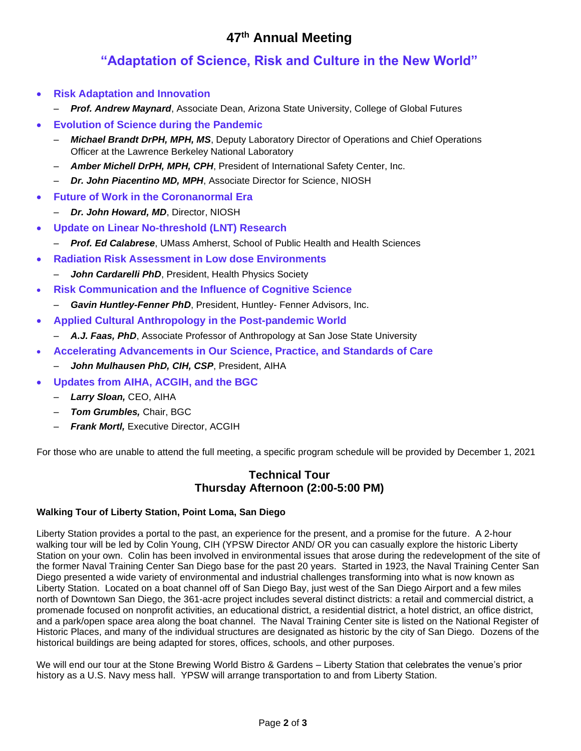# 47th Annual Meeting

## "Adaptation of Science, Risk and Culture in the New World"

- **Risk Adaptation and Innovation**
  - ***Prof. Andrew Maynard***, Associate Dean, Arizona State University, College of Global Futures
- **Evolution of Science during the Pandemic**
  - ***Michael Brandt DrPH, MPH, MS***, Deputy Laboratory Director of Operations and Chief Operations Officer at the Lawrence Berkeley National Laboratory
  - ***Amber Michell DrPH, MPH, CPH***, President of International Safety Center, Inc.
  - ***Dr. John Piacentino MD, MPH***, Associate Director for Science, NIOSH
- **Future of Work in the Coronanormal Era**
  - ***Dr. John Howard, MD***, Director, NIOSH
- **Update on Linear No-threshold (LNT) Research**
  - ***Prof. Ed Calabrese***, UMass Amherst, School of Public Health and Health Sciences
- **Radiation Risk Assessment in Low dose Environments**
  - ***John Cardarelli PhD***, President, Health Physics Society
- **Risk Communication and the Influence of Cognitive Science**
  - ***Gavin Huntley-Fenner PhD***, President, Huntley- Fenner Advisors, Inc.
- **Applied Cultural Anthropology in the Post-pandemic World**
  - ***A.J. Faas, PhD***, Associate Professor of Anthropology at San Jose State University
- **Accelerating Advancements in Our Science, Practice, and Standards of Care**
  - ***John Mulhausen PhD, CIH, CSP***, President, AIHA
- **Updates from AIHA, ACGIH, and the BGC**
  - ***Larry Sloan,*** CEO, AIHA
  - ***Tom Grumbles,*** Chair, BGC
  - ***Frank Mortl,*** Executive Director, ACGIH

For those who are unable to attend the full meeting, a specific program schedule will be provided by December 1, 2021

### Technical Tour
### Thursday Afternoon (2:00-5:00 PM)

**Walking Tour of Liberty Station, Point Loma, San Diego**

Liberty Station provides a portal to the past, an experience for the present, and a promise for the future. A 2-hour walking tour will be led by Colin Young, CIH (YPSW Director AND/ OR you can casually explore the historic Liberty Station on your own. Colin has been involved in environmental issues that arose during the redevelopment of the site of the former Naval Training Center San Diego base for the past 20 years. Started in 1923, the Naval Training Center San Diego presented a wide variety of environmental and industrial challenges transforming into what is now known as Liberty Station. Located on a boat channel off of San Diego Bay, just west of the San Diego Airport and a few miles north of Downtown San Diego, the 361-acre project includes several distinct districts: a retail and commercial district, a promenade focused on nonprofit activities, an educational district, a residential district, a hotel district, an office district, and a park/open space area along the boat channel. The Naval Training Center site is listed on the National Register of Historic Places, and many of the individual structures are designated as historic by the city of San Diego. Dozens of the historical buildings are being adapted for stores, offices, schools, and other purposes.

We will end our tour at the Stone Brewing World Bistro & Gardens – Liberty Station that celebrates the venue's prior history as a U.S. Navy mess hall. YPSW will arrange transportation to and from Liberty Station.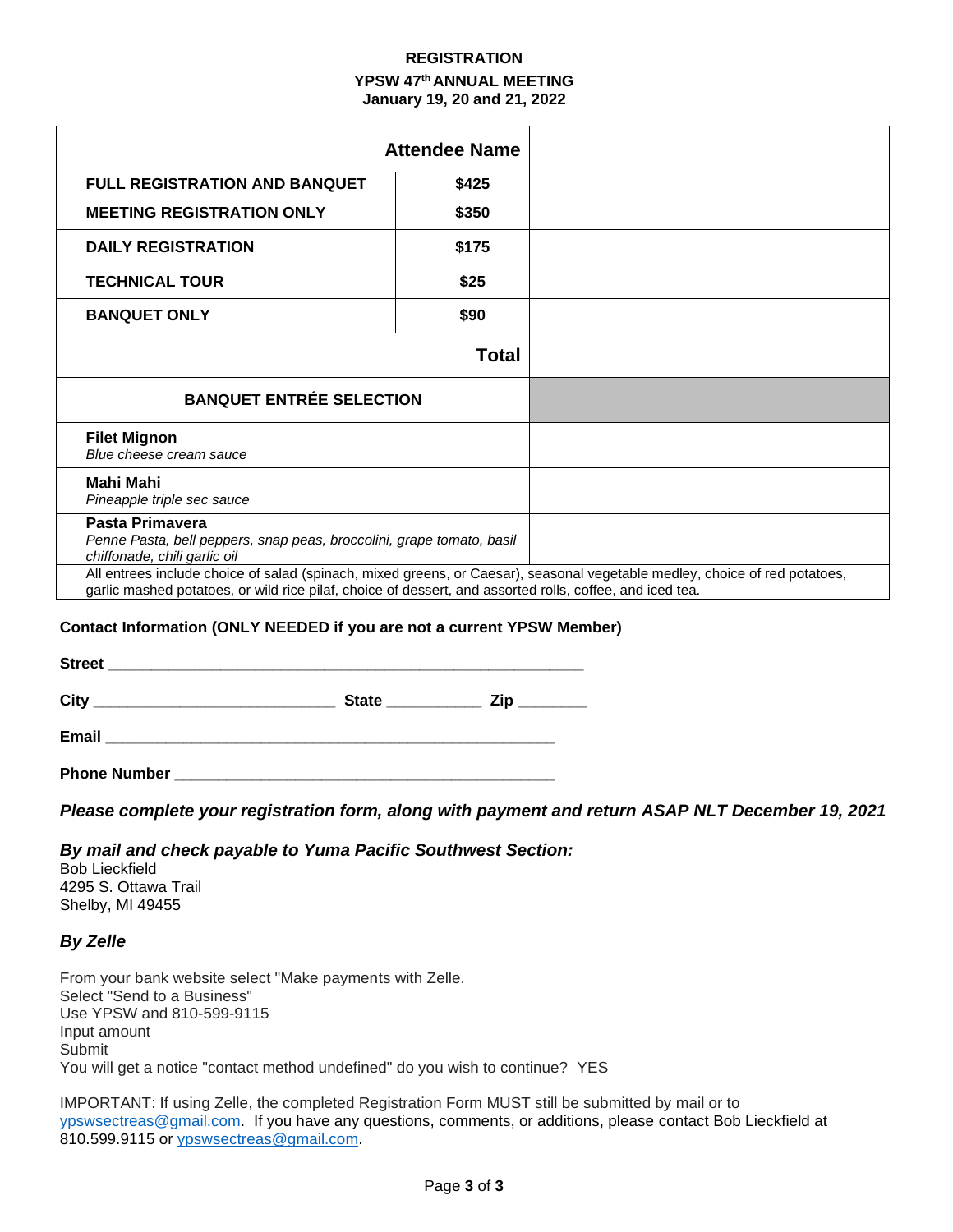**REGISTRATION**

**YPSW 47th ANNUAL MEETING**

**January 19, 20 and 21, 2022**

| **Attendee Name** | | | |
|---|---|---|---|
| **FULL REGISTRATION AND BANQUET** | **$425** | | |
| **MEETING REGISTRATION ONLY** | **$350** | | |
| **DAILY REGISTRATION** | **$175** | | |
| **TECHNICAL TOUR** | **$25** | | |
| **BANQUET ONLY** | **$90** | | |
| **Total** | | | |
| **BANQUET ENTRÉE SELECTION** | | | |
| **Filet Mignon** *Blue cheese cream sauce* | | | |
| **Mahi Mahi** *Pineapple triple sec sauce* | | | |
| **Pasta Primavera** *Penne Pasta, bell peppers, snap peas, broccolini, grape tomato, basil chiffonade, chili garlic oil* | | | |
| All entrees include choice of salad (spinach, mixed greens, or Caesar), seasonal vegetable medley, choice of red potatoes, garlic mashed potatoes, or wild rice pilaf, choice of dessert, and assorted rolls, coffee, and iced tea. | | | |

**Contact Information (ONLY NEEDED if you are not a current YPSW Member)**

**Street** ____________________________________________________

**City** ___________________________ **State** __________ **Zip** ________

**Email** __________________________________________________

**Phone Number** __________________________________________

***Please complete your registration form, along with payment and return ASAP NLT December 19, 2021***

***By mail and check payable to Yuma Pacific Southwest Section:***

Bob Lieckfield
4295 S. Ottawa Trail
Shelby, MI 49455

***By Zelle***

From your bank website select "Make payments with Zelle.
Select "Send to a Business"
Use YPSW and 810-599-9115
Input amount
Submit
You will get a notice "contact method undefined" do you wish to continue? YES

IMPORTANT: If using Zelle, the completed Registration Form MUST still be submitted by mail or to ypswsectreas@gmail.com. If you have any questions, comments, or additions, please contact Bob Lieckfield at 810.599.9115 or ypswsectreas@gmail.com.